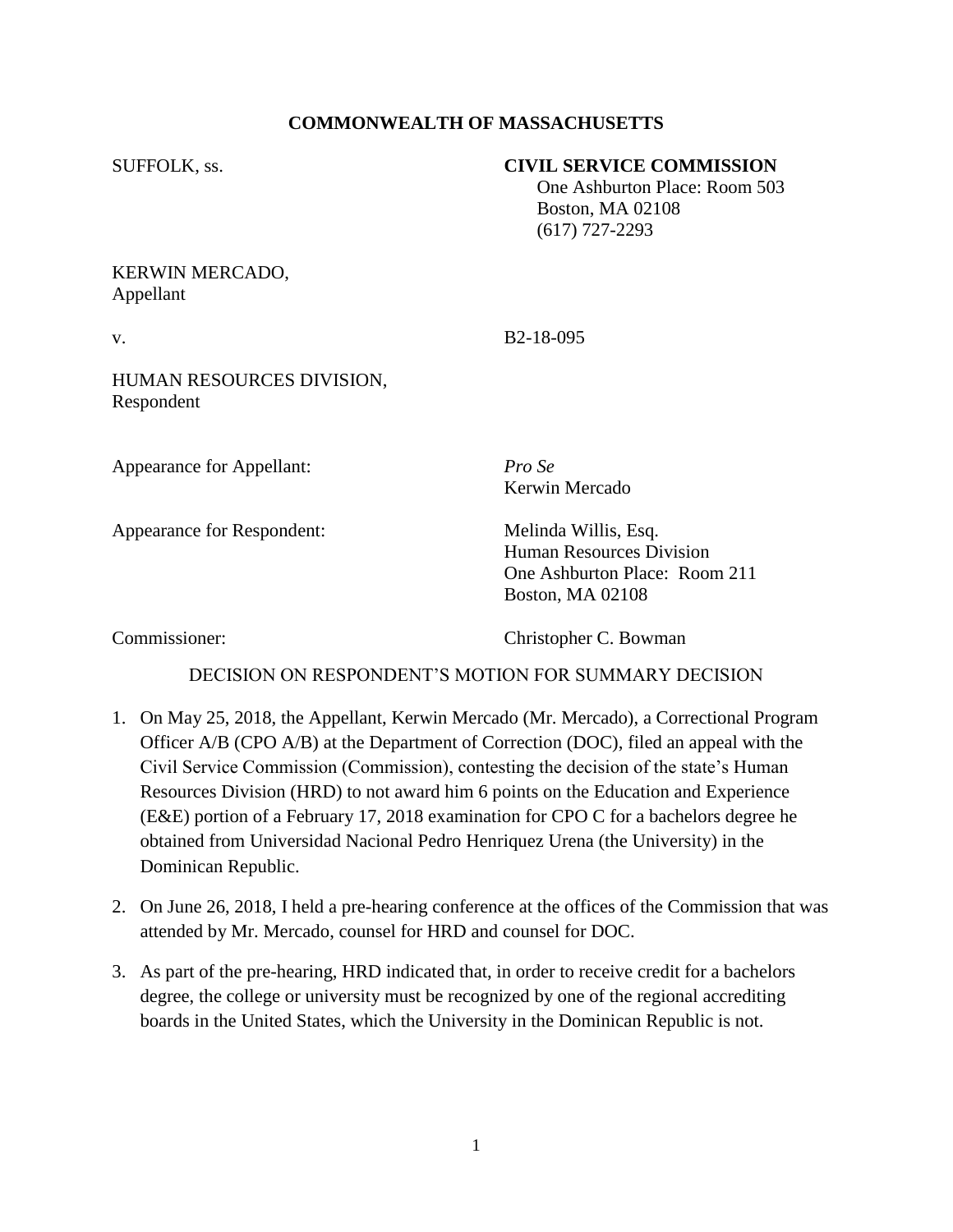**COMMONWEALTH OF MASSACHUSETTS**

SUFFOLK, ss.

**CIVIL SERVICE COMMISSION**
One Ashburton Place: Room 503
Boston, MA 02108
(617) 727-2293

KERWIN MERCADO,
Appellant

v. B2-18-095

HUMAN RESOURCES DIVISION,
Respondent

Appearance for Appellant: *Pro Se*
Kerwin Mercado

Appearance for Respondent: Melinda Willis, Esq.
Human Resources Division
One Ashburton Place: Room 211
Boston, MA 02108

Commissioner: Christopher C. Bowman

DECISION ON RESPONDENT'S MOTION FOR SUMMARY DECISION

1. On May 25, 2018, the Appellant, Kerwin Mercado (Mr. Mercado), a Correctional Program Officer A/B (CPO A/B) at the Department of Correction (DOC), filed an appeal with the Civil Service Commission (Commission), contesting the decision of the state's Human Resources Division (HRD) to not award him 6 points on the Education and Experience (E&E) portion of a February 17, 2018 examination for CPO C for a bachelors degree he obtained from Universidad Nacional Pedro Henriquez Urena (the University) in the Dominican Republic.

2. On June 26, 2018, I held a pre-hearing conference at the offices of the Commission that was attended by Mr. Mercado, counsel for HRD and counsel for DOC.

3. As part of the pre-hearing, HRD indicated that, in order to receive credit for a bachelors degree, the college or university must be recognized by one of the regional accrediting boards in the United States, which the University in the Dominican Republic is not.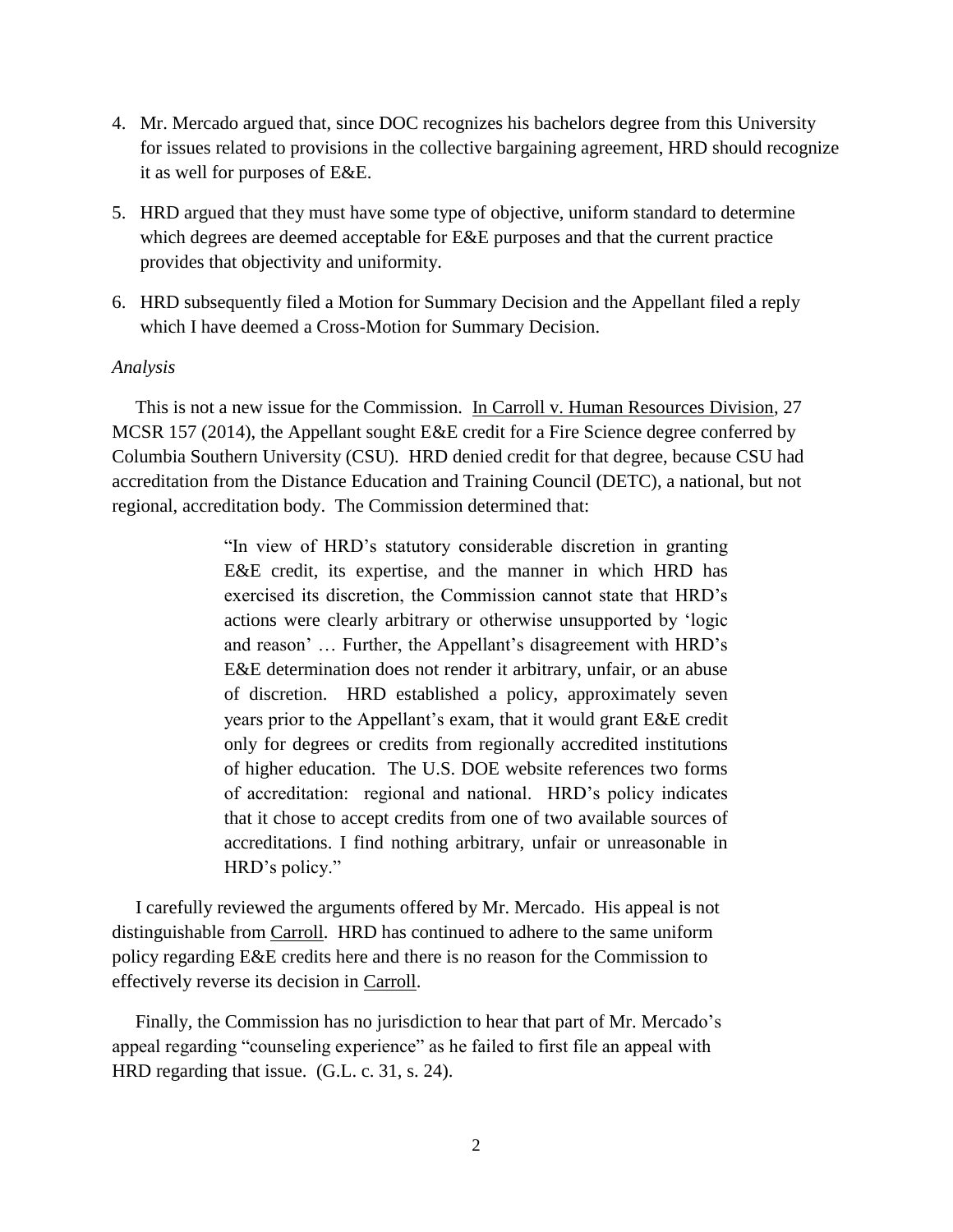4. Mr. Mercado argued that, since DOC recognizes his bachelors degree from this University for issues related to provisions in the collective bargaining agreement, HRD should recognize it as well for purposes of E&E.

5. HRD argued that they must have some type of objective, uniform standard to determine which degrees are deemed acceptable for E&E purposes and that the current practice provides that objectivity and uniformity.

6. HRD subsequently filed a Motion for Summary Decision and the Appellant filed a reply which I have deemed a Cross-Motion for Summary Decision.

*Analysis*

This is not a new issue for the Commission. In Carroll v. Human Resources Division, 27 MCSR 157 (2014), the Appellant sought E&E credit for a Fire Science degree conferred by Columbia Southern University (CSU). HRD denied credit for that degree, because CSU had accreditation from the Distance Education and Training Council (DETC), a national, but not regional, accreditation body. The Commission determined that:

> "In view of HRD's statutory considerable discretion in granting E&E credit, its expertise, and the manner in which HRD has exercised its discretion, the Commission cannot state that HRD's actions were clearly arbitrary or otherwise unsupported by 'logic and reason' … Further, the Appellant's disagreement with HRD's E&E determination does not render it arbitrary, unfair, or an abuse of discretion. HRD established a policy, approximately seven years prior to the Appellant's exam, that it would grant E&E credit only for degrees or credits from regionally accredited institutions of higher education. The U.S. DOE website references two forms of accreditation: regional and national. HRD's policy indicates that it chose to accept credits from one of two available sources of accreditations. I find nothing arbitrary, unfair or unreasonable in HRD's policy."

I carefully reviewed the arguments offered by Mr. Mercado. His appeal is not distinguishable from Carroll. HRD has continued to adhere to the same uniform policy regarding E&E credits here and there is no reason for the Commission to effectively reverse its decision in Carroll.

Finally, the Commission has no jurisdiction to hear that part of Mr. Mercado's appeal regarding "counseling experience" as he failed to first file an appeal with HRD regarding that issue. (G.L. c. 31, s. 24).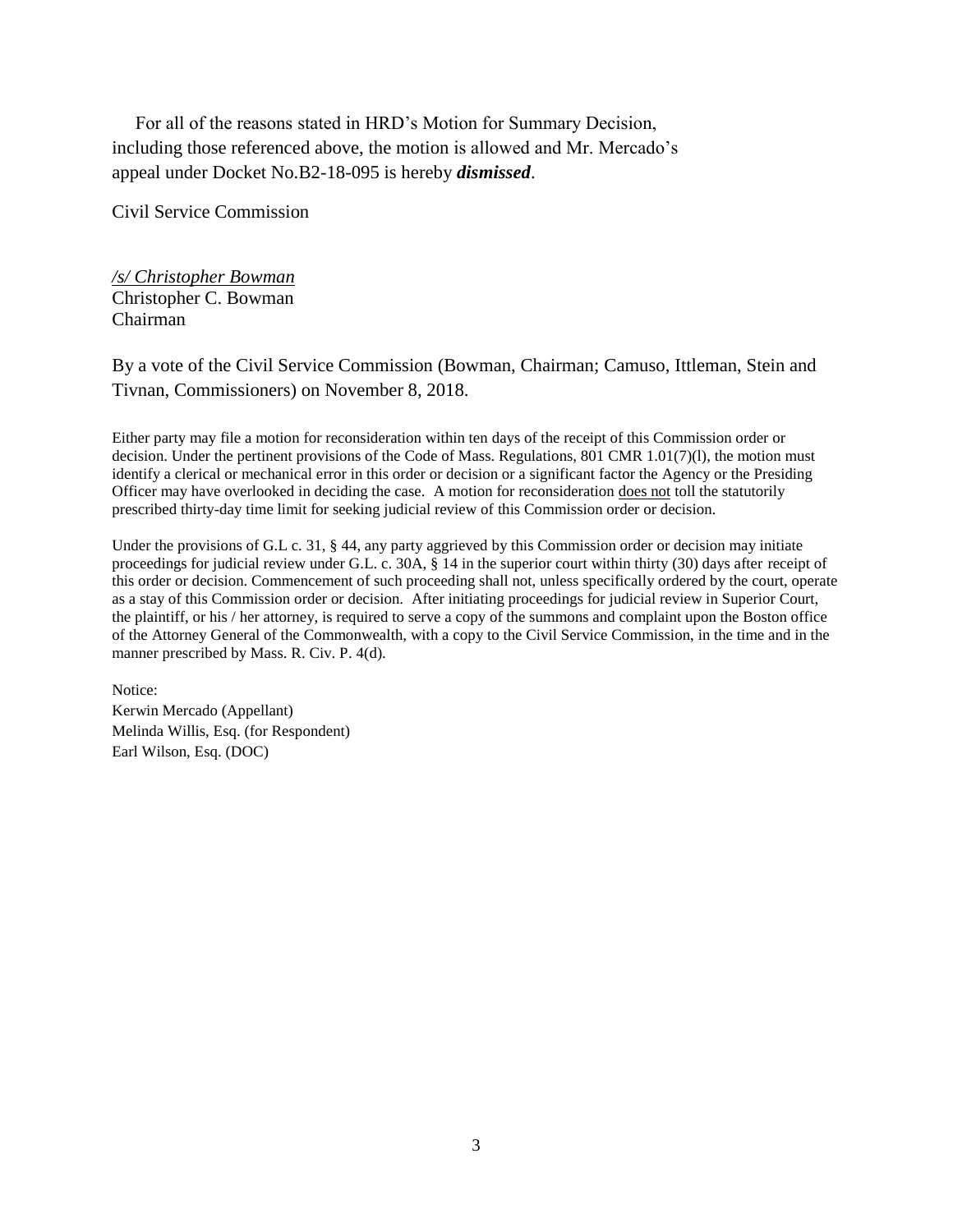For all of the reasons stated in HRD's Motion for Summary Decision, including those referenced above, the motion is allowed and Mr. Mercado's appeal under Docket No.B2-18-095 is hereby ***dismissed***.

Civil Service Commission

*/s/ Christopher Bowman*
Christopher C. Bowman
Chairman

By a vote of the Civil Service Commission (Bowman, Chairman; Camuso, Ittleman, Stein and Tivnan, Commissioners) on November 8, 2018.

Either party may file a motion for reconsideration within ten days of the receipt of this Commission order or decision. Under the pertinent provisions of the Code of Mass. Regulations, 801 CMR 1.01(7)(l), the motion must identify a clerical or mechanical error in this order or decision or a significant factor the Agency or the Presiding Officer may have overlooked in deciding the case. A motion for reconsideration does not toll the statutorily prescribed thirty-day time limit for seeking judicial review of this Commission order or decision.

Under the provisions of G.L c. 31, § 44, any party aggrieved by this Commission order or decision may initiate proceedings for judicial review under G.L. c. 30A, § 14 in the superior court within thirty (30) days after receipt of this order or decision. Commencement of such proceeding shall not, unless specifically ordered by the court, operate as a stay of this Commission order or decision. After initiating proceedings for judicial review in Superior Court, the plaintiff, or his / her attorney, is required to serve a copy of the summons and complaint upon the Boston office of the Attorney General of the Commonwealth, with a copy to the Civil Service Commission, in the time and in the manner prescribed by Mass. R. Civ. P. 4(d).

Notice:
Kerwin Mercado (Appellant)
Melinda Willis, Esq. (for Respondent)
Earl Wilson, Esq. (DOC)